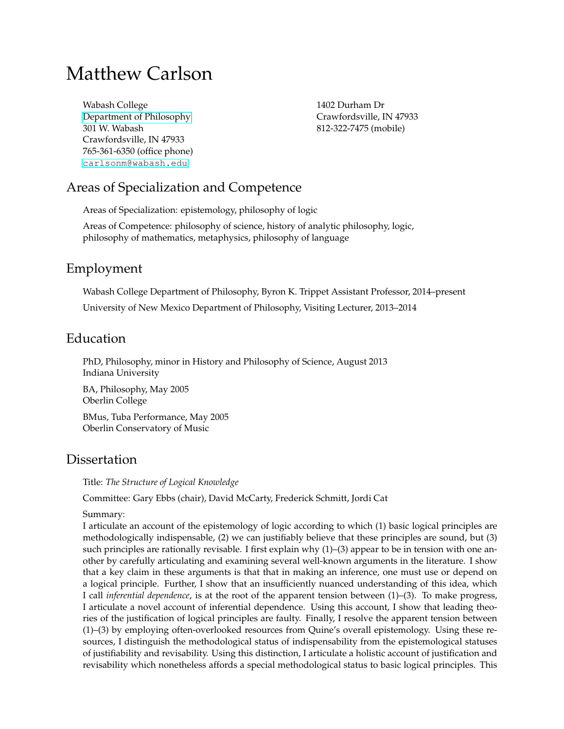# Matthew Carlson

Wabash College
Department of Philosophy
301 W. Wabash
Crawfordsville, IN 47933
765-361-6350 (office phone)
carlsonm@wabash.edu

1402 Durham Dr
Crawfordsville, IN 47933
812-322-7475 (mobile)

## Areas of Specialization and Competence

Areas of Specialization: epistemology, philosophy of logic

Areas of Competence: philosophy of science, history of analytic philosophy, logic, philosophy of mathematics, metaphysics, philosophy of language

## Employment

Wabash College Department of Philosophy, Byron K. Trippet Assistant Professor, 2014–present

University of New Mexico Department of Philosophy, Visiting Lecturer, 2013–2014

## Education

PhD, Philosophy, minor in History and Philosophy of Science, August 2013
Indiana University

BA, Philosophy, May 2005
Oberlin College

BMus, Tuba Performance, May 2005
Oberlin Conservatory of Music

## Dissertation

Title: *The Structure of Logical Knowledge*

Committee: Gary Ebbs (chair), David McCarty, Frederick Schmitt, Jordi Cat

Summary:
I articulate an account of the epistemology of logic according to which (1) basic logical principles are methodologically indispensable, (2) we can justifiably believe that these principles are sound, but (3) such principles are rationally revisable. I first explain why (1)–(3) appear to be in tension with one another by carefully articulating and examining several well-known arguments in the literature. I show that a key claim in these arguments is that that in making an inference, one must use or depend on a logical principle. Further, I show that an insufficiently nuanced understanding of this idea, which I call *inferential dependence*, is at the root of the apparent tension between (1)–(3). To make progress, I articulate a novel account of inferential dependence. Using this account, I show that leading theories of the justification of logical principles are faulty. Finally, I resolve the apparent tension between (1)–(3) by employing often-overlooked resources from Quine's overall epistemology. Using these resources, I distinguish the methodological status of indispensability from the epistemological statuses of justifiability and revisability. Using this distinction, I articulate a holistic account of justification and revisability which nonetheless affords a special methodological status to basic logical principles. This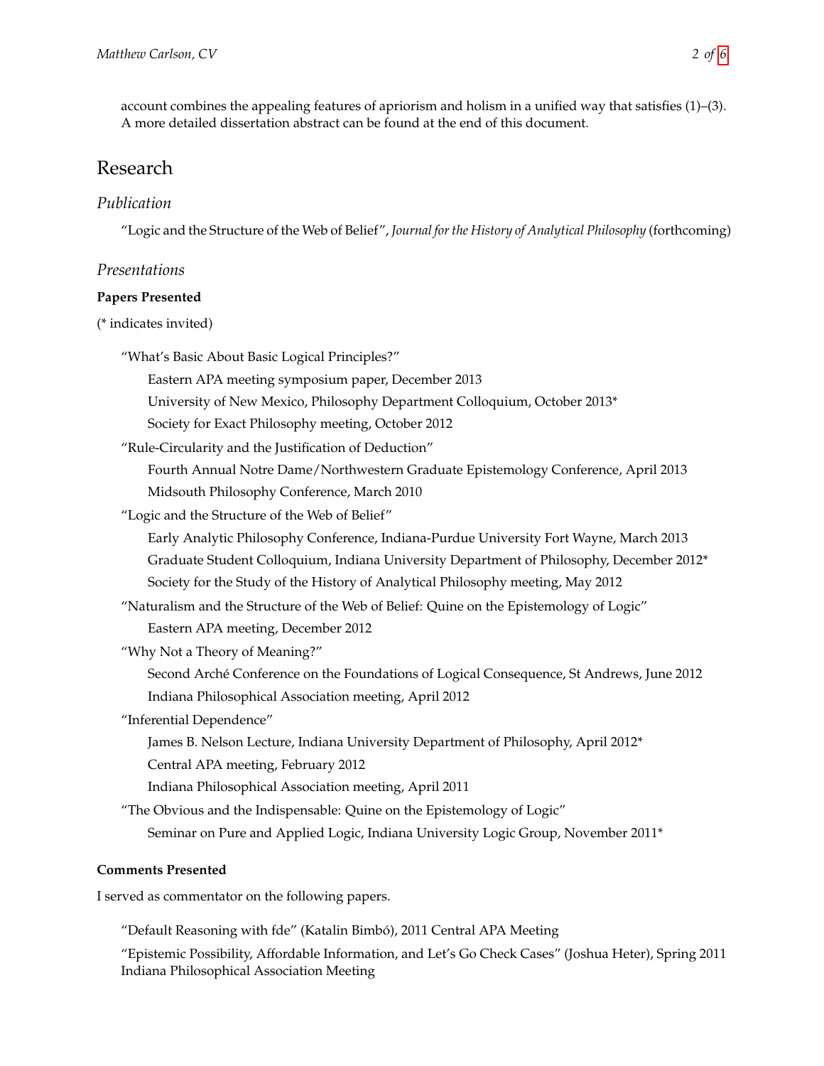account combines the appealing features of apriorism and holism in a unified way that satisfies (1)–(3). A more detailed dissertation abstract can be found at the end of this document.

# Research

## Publication

"Logic and the Structure of the Web of Belief", *Journal for the History of Analytical Philosophy* (forthcoming)

## Presentations

### Papers Presented

(* indicates invited)

"What's Basic About Basic Logical Principles?"

- Eastern APA meeting symposium paper, December 2013
- University of New Mexico, Philosophy Department Colloquium, October 2013*
- Society for Exact Philosophy meeting, October 2012

"Rule-Circularity and the Justification of Deduction"

- Fourth Annual Notre Dame/Northwestern Graduate Epistemology Conference, April 2013
- Midsouth Philosophy Conference, March 2010

"Logic and the Structure of the Web of Belief"

- Early Analytic Philosophy Conference, Indiana-Purdue University Fort Wayne, March 2013
- Graduate Student Colloquium, Indiana University Department of Philosophy, December 2012*
- Society for the Study of the History of Analytical Philosophy meeting, May 2012

"Naturalism and the Structure of the Web of Belief: Quine on the Epistemology of Logic"

- Eastern APA meeting, December 2012

"Why Not a Theory of Meaning?"

- Second Arché Conference on the Foundations of Logical Consequence, St Andrews, June 2012
- Indiana Philosophical Association meeting, April 2012

"Inferential Dependence"

- James B. Nelson Lecture, Indiana University Department of Philosophy, April 2012*
- Central APA meeting, February 2012
- Indiana Philosophical Association meeting, April 2011

"The Obvious and the Indispensable: Quine on the Epistemology of Logic"

- Seminar on Pure and Applied Logic, Indiana University Logic Group, November 2011*

### Comments Presented

I served as commentator on the following papers.

"Default Reasoning with fde" (Katalin Bimbó), 2011 Central APA Meeting

"Epistemic Possibility, Affordable Information, and Let's Go Check Cases" (Joshua Heter), Spring 2011 Indiana Philosophical Association Meeting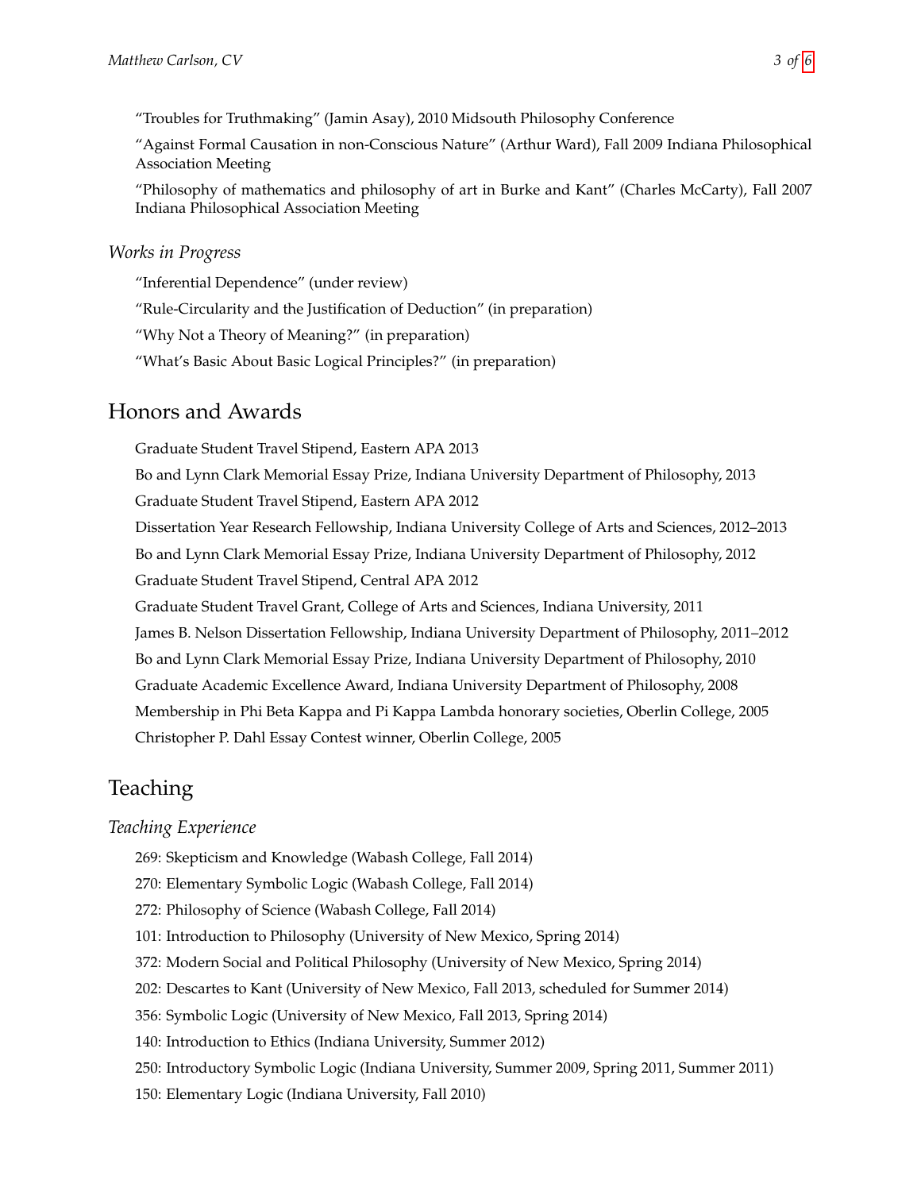"Troubles for Truthmaking" (Jamin Asay), 2010 Midsouth Philosophy Conference

"Against Formal Causation in non-Conscious Nature" (Arthur Ward), Fall 2009 Indiana Philosophical Association Meeting

"Philosophy of mathematics and philosophy of art in Burke and Kant" (Charles McCarty), Fall 2007 Indiana Philosophical Association Meeting

### *Works in Progress*

"Inferential Dependence" (under review)

"Rule-Circularity and the Justification of Deduction" (in preparation)

"Why Not a Theory of Meaning?" (in preparation)

"What's Basic About Basic Logical Principles?" (in preparation)

## Honors and Awards

Graduate Student Travel Stipend, Eastern APA 2013

Bo and Lynn Clark Memorial Essay Prize, Indiana University Department of Philosophy, 2013

Graduate Student Travel Stipend, Eastern APA 2012

Dissertation Year Research Fellowship, Indiana University College of Arts and Sciences, 2012–2013

Bo and Lynn Clark Memorial Essay Prize, Indiana University Department of Philosophy, 2012

Graduate Student Travel Stipend, Central APA 2012

Graduate Student Travel Grant, College of Arts and Sciences, Indiana University, 2011

James B. Nelson Dissertation Fellowship, Indiana University Department of Philosophy, 2011–2012

Bo and Lynn Clark Memorial Essay Prize, Indiana University Department of Philosophy, 2010

Graduate Academic Excellence Award, Indiana University Department of Philosophy, 2008

Membership in Phi Beta Kappa and Pi Kappa Lambda honorary societies, Oberlin College, 2005

Christopher P. Dahl Essay Contest winner, Oberlin College, 2005

## Teaching

### *Teaching Experience*

269: Skepticism and Knowledge (Wabash College, Fall 2014)

270: Elementary Symbolic Logic (Wabash College, Fall 2014)

272: Philosophy of Science (Wabash College, Fall 2014)

101: Introduction to Philosophy (University of New Mexico, Spring 2014)

372: Modern Social and Political Philosophy (University of New Mexico, Spring 2014)

202: Descartes to Kant (University of New Mexico, Fall 2013, scheduled for Summer 2014)

356: Symbolic Logic (University of New Mexico, Fall 2013, Spring 2014)

140: Introduction to Ethics (Indiana University, Summer 2012)

250: Introductory Symbolic Logic (Indiana University, Summer 2009, Spring 2011, Summer 2011)

150: Elementary Logic (Indiana University, Fall 2010)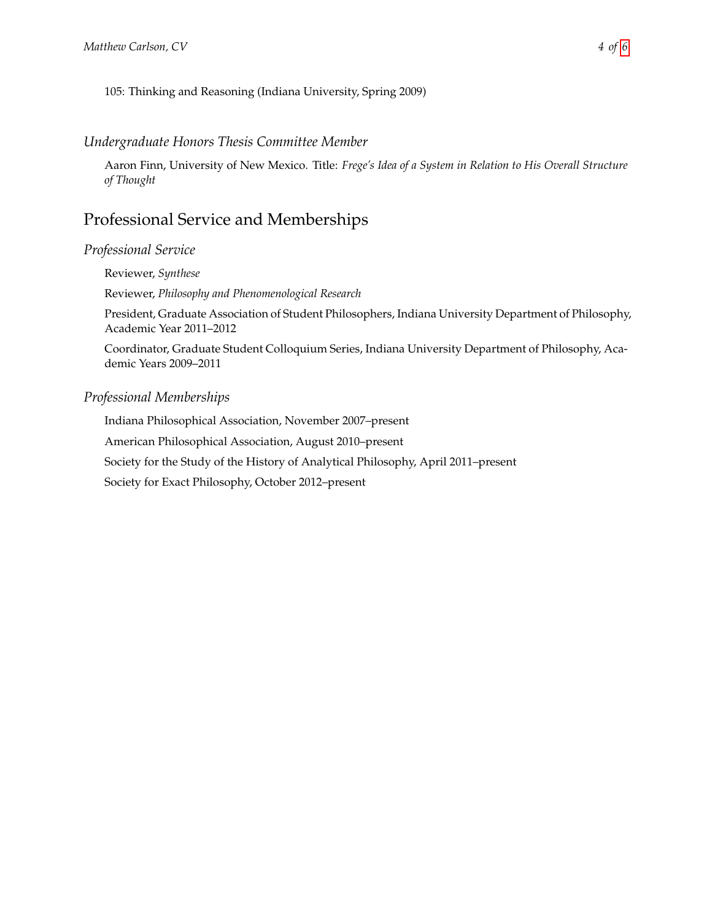105: Thinking and Reasoning (Indiana University, Spring 2009)

### *Undergraduate Honors Thesis Committee Member*

Aaron Finn, University of New Mexico. Title: *Frege's Idea of a System in Relation to His Overall Structure of Thought*

## Professional Service and Memberships

### *Professional Service*

Reviewer, *Synthese*

Reviewer, *Philosophy and Phenomenological Research*

President, Graduate Association of Student Philosophers, Indiana University Department of Philosophy, Academic Year 2011–2012

Coordinator, Graduate Student Colloquium Series, Indiana University Department of Philosophy, Academic Years 2009–2011

### *Professional Memberships*

Indiana Philosophical Association, November 2007–present

American Philosophical Association, August 2010–present

Society for the Study of the History of Analytical Philosophy, April 2011–present

Society for Exact Philosophy, October 2012–present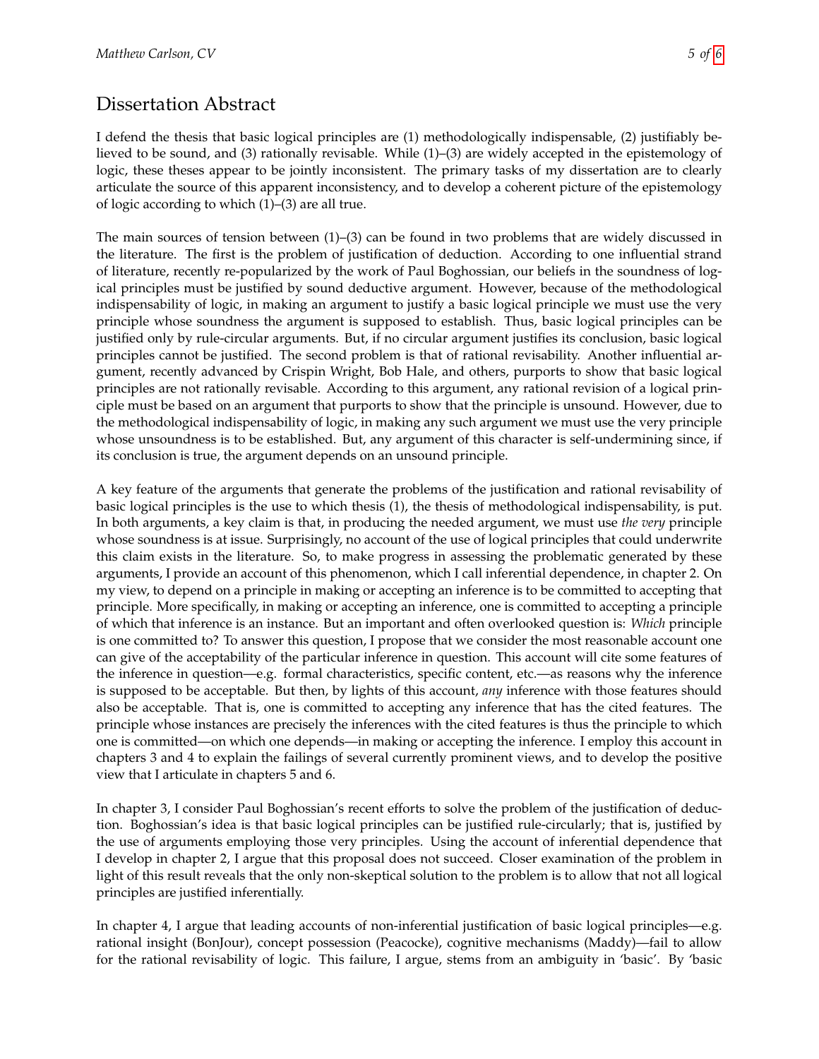# Dissertation Abstract

I defend the thesis that basic logical principles are (1) methodologically indispensable, (2) justifiably believed to be sound, and (3) rationally revisable. While (1)–(3) are widely accepted in the epistemology of logic, these theses appear to be jointly inconsistent. The primary tasks of my dissertation are to clearly articulate the source of this apparent inconsistency, and to develop a coherent picture of the epistemology of logic according to which (1)–(3) are all true.

The main sources of tension between (1)–(3) can be found in two problems that are widely discussed in the literature. The first is the problem of justification of deduction. According to one influential strand of literature, recently re-popularized by the work of Paul Boghossian, our beliefs in the soundness of logical principles must be justified by sound deductive argument. However, because of the methodological indispensability of logic, in making an argument to justify a basic logical principle we must use the very principle whose soundness the argument is supposed to establish. Thus, basic logical principles can be justified only by rule-circular arguments. But, if no circular argument justifies its conclusion, basic logical principles cannot be justified. The second problem is that of rational revisability. Another influential argument, recently advanced by Crispin Wright, Bob Hale, and others, purports to show that basic logical principles are not rationally revisable. According to this argument, any rational revision of a logical principle must be based on an argument that purports to show that the principle is unsound. However, due to the methodological indispensability of logic, in making any such argument we must use the very principle whose unsoundness is to be established. But, any argument of this character is self-undermining since, if its conclusion is true, the argument depends on an unsound principle.

A key feature of the arguments that generate the problems of the justification and rational revisability of basic logical principles is the use to which thesis (1), the thesis of methodological indispensability, is put. In both arguments, a key claim is that, in producing the needed argument, we must use *the very* principle whose soundness is at issue. Surprisingly, no account of the use of logical principles that could underwrite this claim exists in the literature. So, to make progress in assessing the problematic generated by these arguments, I provide an account of this phenomenon, which I call inferential dependence, in chapter 2. On my view, to depend on a principle in making or accepting an inference is to be committed to accepting that principle. More specifically, in making or accepting an inference, one is committed to accepting a principle of which that inference is an instance. But an important and often overlooked question is: *Which* principle is one committed to? To answer this question, I propose that we consider the most reasonable account one can give of the acceptability of the particular inference in question. This account will cite some features of the inference in question—e.g. formal characteristics, specific content, etc.—as reasons why the inference is supposed to be acceptable. But then, by lights of this account, *any* inference with those features should also be acceptable. That is, one is committed to accepting any inference that has the cited features. The principle whose instances are precisely the inferences with the cited features is thus the principle to which one is committed—on which one depends—in making or accepting the inference. I employ this account in chapters 3 and 4 to explain the failings of several currently prominent views, and to develop the positive view that I articulate in chapters 5 and 6.

In chapter 3, I consider Paul Boghossian's recent efforts to solve the problem of the justification of deduction. Boghossian's idea is that basic logical principles can be justified rule-circularly; that is, justified by the use of arguments employing those very principles. Using the account of inferential dependence that I develop in chapter 2, I argue that this proposal does not succeed. Closer examination of the problem in light of this result reveals that the only non-skeptical solution to the problem is to allow that not all logical principles are justified inferentially.

In chapter 4, I argue that leading accounts of non-inferential justification of basic logical principles—e.g. rational insight (BonJour), concept possession (Peacocke), cognitive mechanisms (Maddy)—fail to allow for the rational revisability of logic. This failure, I argue, stems from an ambiguity in 'basic'. By 'basic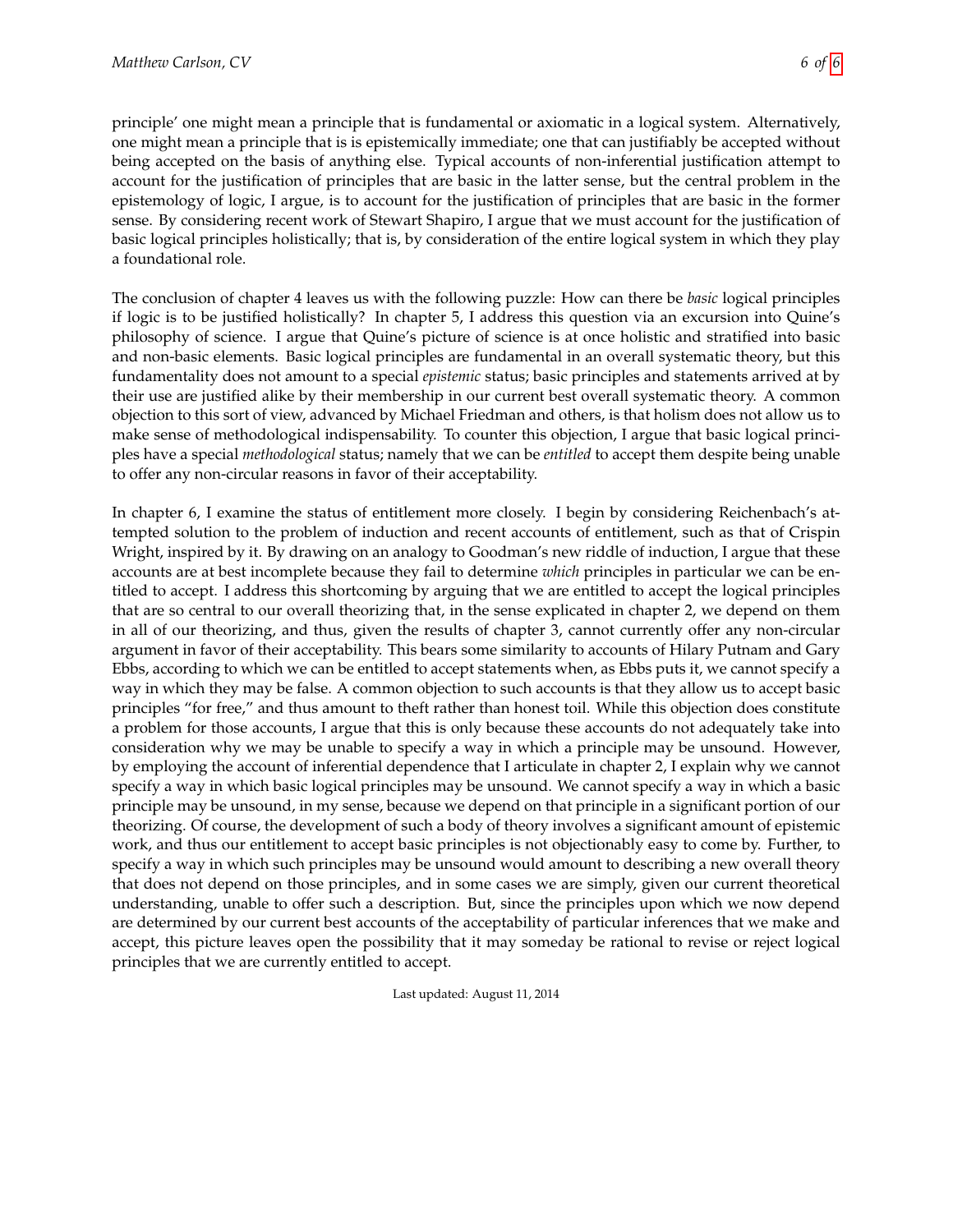principle' one might mean a principle that is fundamental or axiomatic in a logical system. Alternatively, one might mean a principle that is is epistemically immediate; one that can justifiably be accepted without being accepted on the basis of anything else. Typical accounts of non-inferential justification attempt to account for the justification of principles that are basic in the latter sense, but the central problem in the epistemology of logic, I argue, is to account for the justification of principles that are basic in the former sense. By considering recent work of Stewart Shapiro, I argue that we must account for the justification of basic logical principles holistically; that is, by consideration of the entire logical system in which they play a foundational role.

The conclusion of chapter 4 leaves us with the following puzzle: How can there be *basic* logical principles if logic is to be justified holistically? In chapter 5, I address this question via an excursion into Quine's philosophy of science. I argue that Quine's picture of science is at once holistic and stratified into basic and non-basic elements. Basic logical principles are fundamental in an overall systematic theory, but this fundamentality does not amount to a special *epistemic* status; basic principles and statements arrived at by their use are justified alike by their membership in our current best overall systematic theory. A common objection to this sort of view, advanced by Michael Friedman and others, is that holism does not allow us to make sense of methodological indispensability. To counter this objection, I argue that basic logical principles have a special *methodological* status; namely that we can be *entitled* to accept them despite being unable to offer any non-circular reasons in favor of their acceptability.

In chapter 6, I examine the status of entitlement more closely. I begin by considering Reichenbach's attempted solution to the problem of induction and recent accounts of entitlement, such as that of Crispin Wright, inspired by it. By drawing on an analogy to Goodman's new riddle of induction, I argue that these accounts are at best incomplete because they fail to determine *which* principles in particular we can be entitled to accept. I address this shortcoming by arguing that we are entitled to accept the logical principles that are so central to our overall theorizing that, in the sense explicated in chapter 2, we depend on them in all of our theorizing, and thus, given the results of chapter 3, cannot currently offer any non-circular argument in favor of their acceptability. This bears some similarity to accounts of Hilary Putnam and Gary Ebbs, according to which we can be entitled to accept statements when, as Ebbs puts it, we cannot specify a way in which they may be false. A common objection to such accounts is that they allow us to accept basic principles "for free," and thus amount to theft rather than honest toil. While this objection does constitute a problem for those accounts, I argue that this is only because these accounts do not adequately take into consideration why we may be unable to specify a way in which a principle may be unsound. However, by employing the account of inferential dependence that I articulate in chapter 2, I explain why we cannot specify a way in which basic logical principles may be unsound. We cannot specify a way in which a basic principle may be unsound, in my sense, because we depend on that principle in a significant portion of our theorizing. Of course, the development of such a body of theory involves a significant amount of epistemic work, and thus our entitlement to accept basic principles is not objectionably easy to come by. Further, to specify a way in which such principles may be unsound would amount to describing a new overall theory that does not depend on those principles, and in some cases we are simply, given our current theoretical understanding, unable to offer such a description. But, since the principles upon which we now depend are determined by our current best accounts of the acceptability of particular inferences that we make and accept, this picture leaves open the possibility that it may someday be rational to revise or reject logical principles that we are currently entitled to accept.

Last updated: August 11, 2014